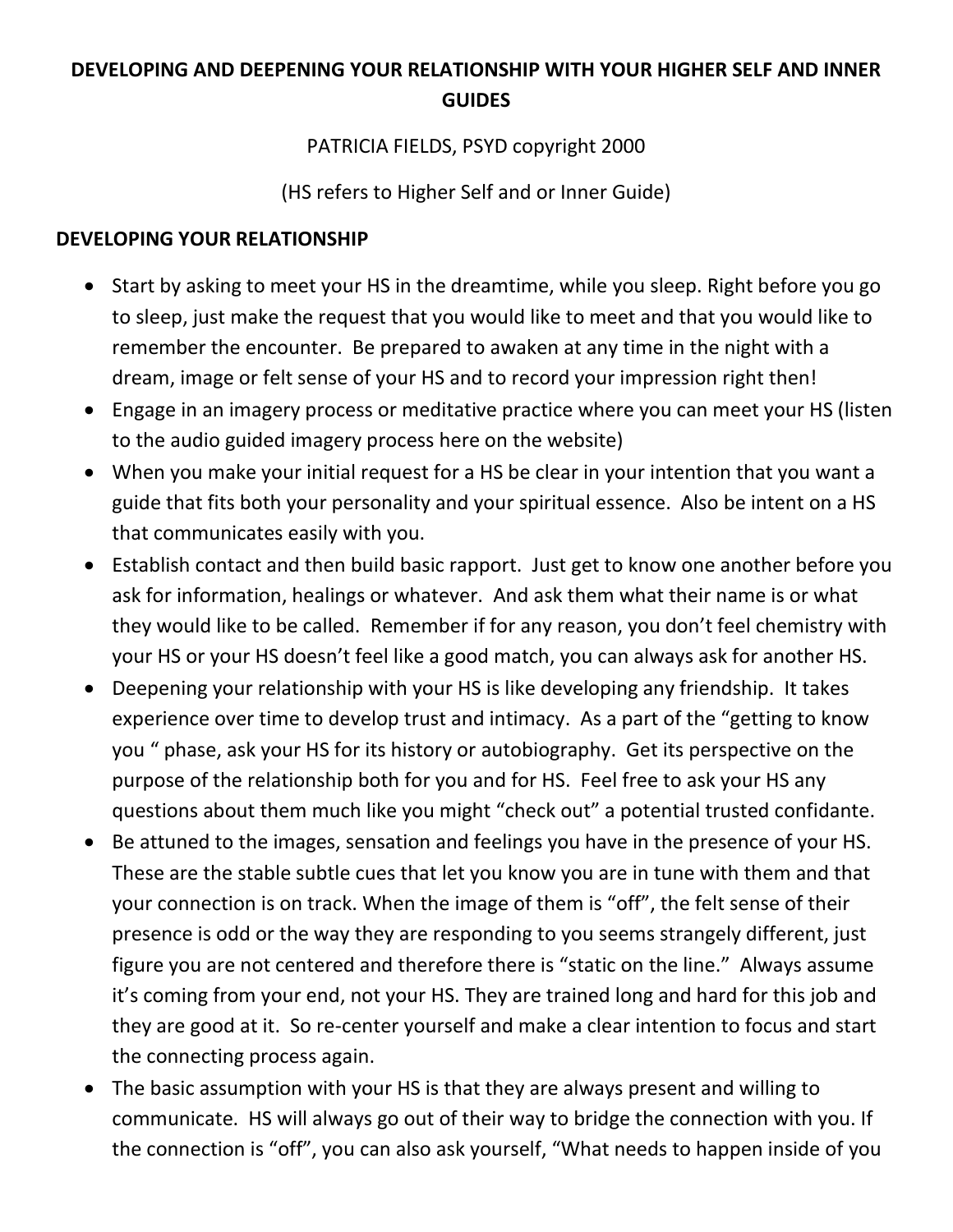# DEVELOPING AND DEEPENING YOUR RELATIONSHIP WITH YOUR HIGHER SELF AND INNER GUIDES

PATRICIA FIELDS, PSYD copyright 2000

(HS refers to Higher Self and or Inner Guide)

## DEVELOPING YOUR RELATIONSHIP

- Start by asking to meet your HS in the dreamtime, while you sleep. Right before you go to sleep, just make the request that you would like to meet and that you would like to remember the encounter. Be prepared to awaken at any time in the night with a dream, image or felt sense of your HS and to record your impression right then!
- Engage in an imagery process or meditative practice where you can meet your HS (listen to the audio guided imagery process here on the website)
- When you make your initial request for a HS be clear in your intention that you want a guide that fits both your personality and your spiritual essence. Also be intent on a HS that communicates easily with you.
- Establish contact and then build basic rapport. Just get to know one another before you ask for information, healings or whatever. And ask them what their name is or what they would like to be called. Remember if for any reason, you don't feel chemistry with your HS or your HS doesn't feel like a good match, you can always ask for another HS.
- Deepening your relationship with your HS is like developing any friendship. It takes experience over time to develop trust and intimacy. As a part of the "getting to know you " phase, ask your HS for its history or autobiography. Get its perspective on the purpose of the relationship both for you and for HS. Feel free to ask your HS any questions about them much like you might "check out" a potential trusted confidante.
- Be attuned to the images, sensation and feelings you have in the presence of your HS. These are the stable subtle cues that let you know you are in tune with them and that your connection is on track. When the image of them is "off", the felt sense of their presence is odd or the way they are responding to you seems strangely different, just figure you are not centered and therefore there is "static on the line." Always assume it's coming from your end, not your HS. They are trained long and hard for this job and they are good at it. So re-center yourself and make a clear intention to focus and start the connecting process again.
- The basic assumption with your HS is that they are always present and willing to communicate. HS will always go out of their way to bridge the connection with you. If the connection is "off", you can also ask yourself, "What needs to happen inside of you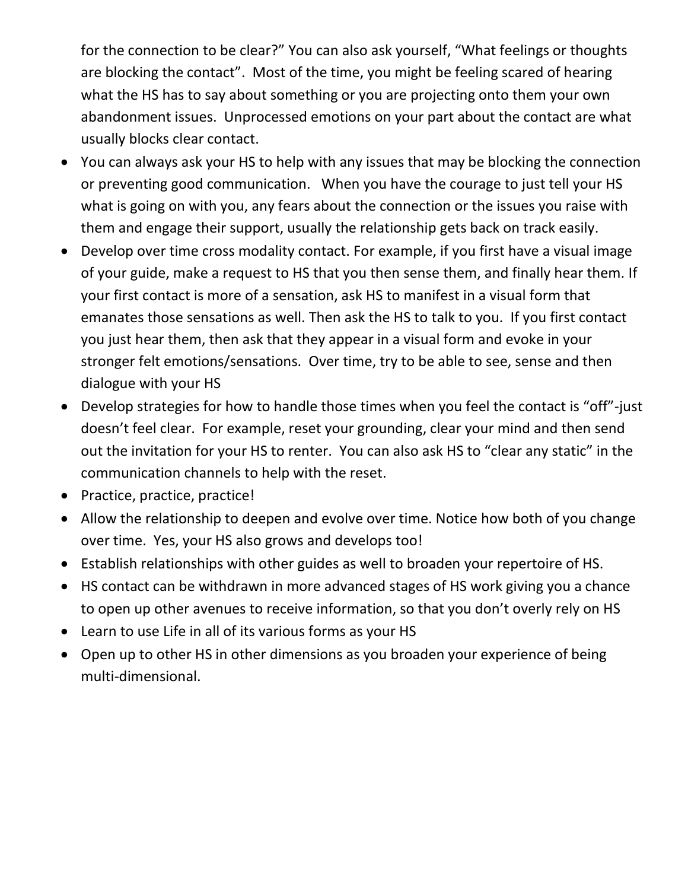for the connection to be clear?" You can also ask yourself, "What feelings or thoughts are blocking the contact". Most of the time, you might be feeling scared of hearing what the HS has to say about something or you are projecting onto them your own abandonment issues. Unprocessed emotions on your part about the contact are what usually blocks clear contact.

- You can always ask your HS to help with any issues that may be blocking the connection or preventing good communication. When you have the courage to just tell your HS what is going on with you, any fears about the connection or the issues you raise with them and engage their support, usually the relationship gets back on track easily.
- Develop over time cross modality contact. For example, if you first have a visual image of your guide, make a request to HS that you then sense them, and finally hear them. If your first contact is more of a sensation, ask HS to manifest in a visual form that emanates those sensations as well. Then ask the HS to talk to you. If you first contact you just hear them, then ask that they appear in a visual form and evoke in your stronger felt emotions/sensations. Over time, try to be able to see, sense and then dialogue with your HS
- Develop strategies for how to handle those times when you feel the contact is "off"-just doesn't feel clear. For example, reset your grounding, clear your mind and then send out the invitation for your HS to renter. You can also ask HS to "clear any static" in the communication channels to help with the reset.
- Practice, practice, practice!
- Allow the relationship to deepen and evolve over time. Notice how both of you change over time. Yes, your HS also grows and develops too!
- Establish relationships with other guides as well to broaden your repertoire of HS.
- HS contact can be withdrawn in more advanced stages of HS work giving you a chance to open up other avenues to receive information, so that you don't overly rely on HS
- Learn to use Life in all of its various forms as your HS
- Open up to other HS in other dimensions as you broaden your experience of being multi-dimensional.